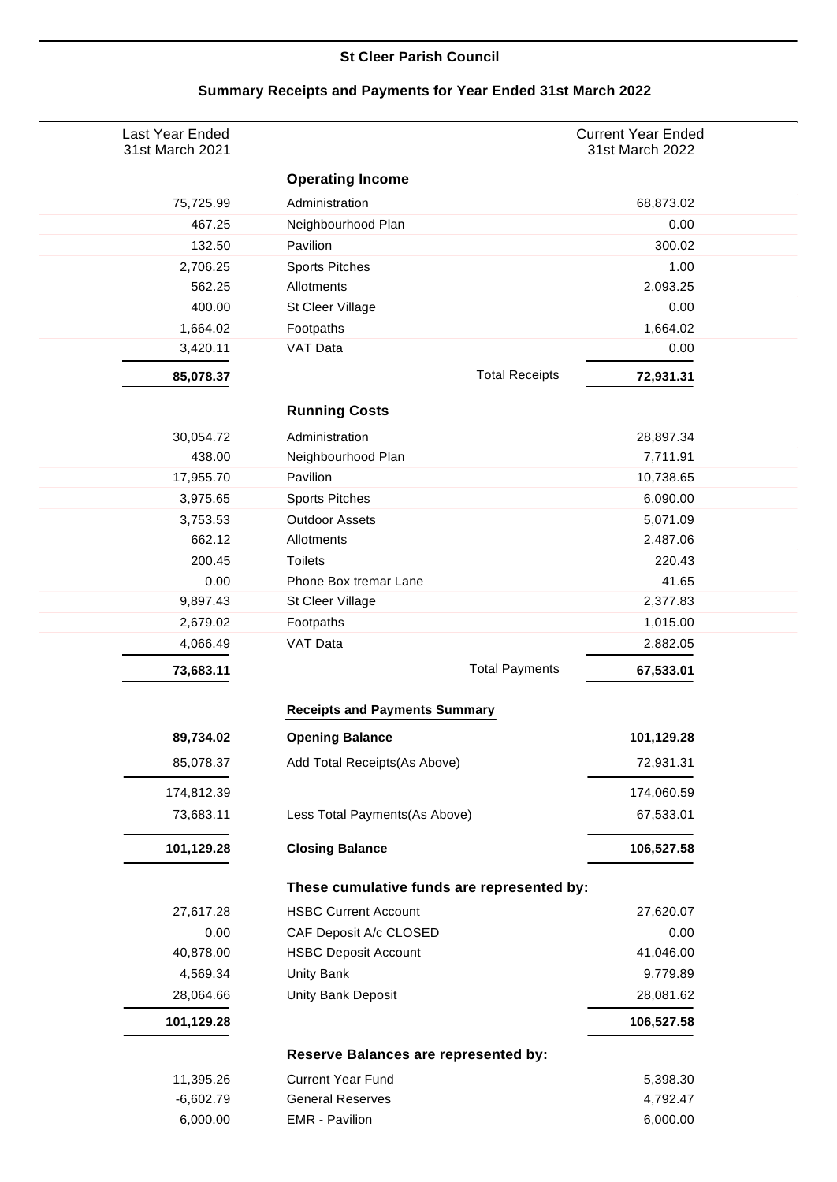# St Cleer Parish Council

## Summary Receipts and Payments for Year Ended 31st March 2022

| Last Year Ended 31st March 2021 | | Current Year Ended 31st March 2022 |
|---:|---|---:|
| | **Operating Income** | |
| 75,725.99 | Administration | 68,873.02 |
| 467.25 | Neighbourhood Plan | 0.00 |
| 132.50 | Pavilion | 300.02 |
| 2,706.25 | Sports Pitches | 1.00 |
| 562.25 | Allotments | 2,093.25 |
| 400.00 | St Cleer Village | 0.00 |
| 1,664.02 | Footpaths | 1,664.02 |
| 3,420.11 | VAT Data | 0.00 |
| **85,078.37** | Total Receipts | **72,931.31** |
| | **Running Costs** | |
| 30,054.72 | Administration | 28,897.34 |
| 438.00 | Neighbourhood Plan | 7,711.91 |
| 17,955.70 | Pavilion | 10,738.65 |
| 3,975.65 | Sports Pitches | 6,090.00 |
| 3,753.53 | Outdoor Assets | 5,071.09 |
| 662.12 | Allotments | 2,487.06 |
| 200.45 | Toilets | 220.43 |
| 0.00 | Phone Box tremar Lane | 41.65 |
| 9,897.43 | St Cleer Village | 2,377.83 |
| 2,679.02 | Footpaths | 1,015.00 |
| 4,066.49 | VAT Data | 2,882.05 |
| **73,683.11** | Total Payments | **67,533.01** |
| | **Receipts and Payments Summary** | |
| **89,734.02** | **Opening Balance** | **101,129.28** |
| 85,078.37 | Add Total Receipts(As Above) | 72,931.31 |
| 174,812.39 | | 174,060.59 |
| 73,683.11 | Less Total Payments(As Above) | 67,533.01 |
| **101,129.28** | **Closing Balance** | **106,527.58** |
| | **These cumulative funds are represented by:** | |
| 27,617.28 | HSBC Current Account | 27,620.07 |
| 0.00 | CAF Deposit A/c CLOSED | 0.00 |
| 40,878.00 | HSBC Deposit Account | 41,046.00 |
| 4,569.34 | Unity Bank | 9,779.89 |
| 28,064.66 | Unity Bank Deposit | 28,081.62 |
| **101,129.28** | | **106,527.58** |
| | **Reserve Balances are represented by:** | |
| 11,395.26 | Current Year Fund | 5,398.30 |
| -6,602.79 | General Reserves | 4,792.47 |
| 6,000.00 | EMR - Pavilion | 6,000.00 |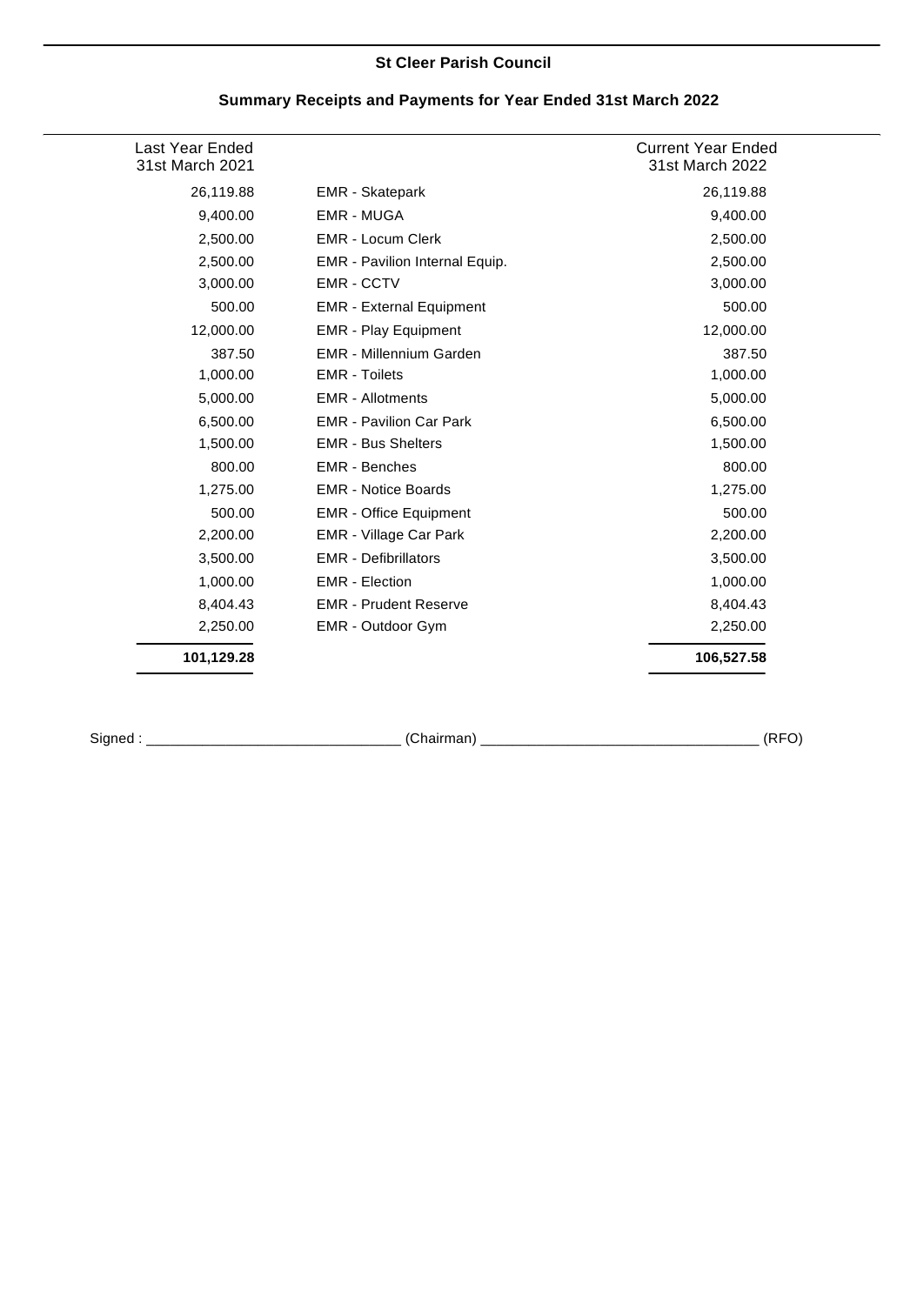**St Cleer Parish Council**

**Summary Receipts and Payments for Year Ended 31st March 2022**

| Last Year Ended 31st March 2021 | | Current Year Ended 31st March 2022 |
|---|---|---|
| 26,119.88 | EMR - Skatepark | 26,119.88 |
| 9,400.00 | EMR - MUGA | 9,400.00 |
| 2,500.00 | EMR - Locum Clerk | 2,500.00 |
| 2,500.00 | EMR - Pavilion Internal Equip. | 2,500.00 |
| 3,000.00 | EMR - CCTV | 3,000.00 |
| 500.00 | EMR - External Equipment | 500.00 |
| 12,000.00 | EMR - Play Equipment | 12,000.00 |
| 387.50 | EMR - Millennium Garden | 387.50 |
| 1,000.00 | EMR - Toilets | 1,000.00 |
| 5,000.00 | EMR - Allotments | 5,000.00 |
| 6,500.00 | EMR - Pavilion Car Park | 6,500.00 |
| 1,500.00 | EMR - Bus Shelters | 1,500.00 |
| 800.00 | EMR - Benches | 800.00 |
| 1,275.00 | EMR - Notice Boards | 1,275.00 |
| 500.00 | EMR - Office Equipment | 500.00 |
| 2,200.00 | EMR - Village Car Park | 2,200.00 |
| 3,500.00 | EMR - Defibrillators | 3,500.00 |
| 1,000.00 | EMR - Election | 1,000.00 |
| 8,404.43 | EMR - Prudent Reserve | 8,404.43 |
| 2,250.00 | EMR - Outdoor Gym | 2,250.00 |
| **101,129.28** | | **106,527.58** |

Signed : ______________________________ (Chairman) __________________________________ (RFO)